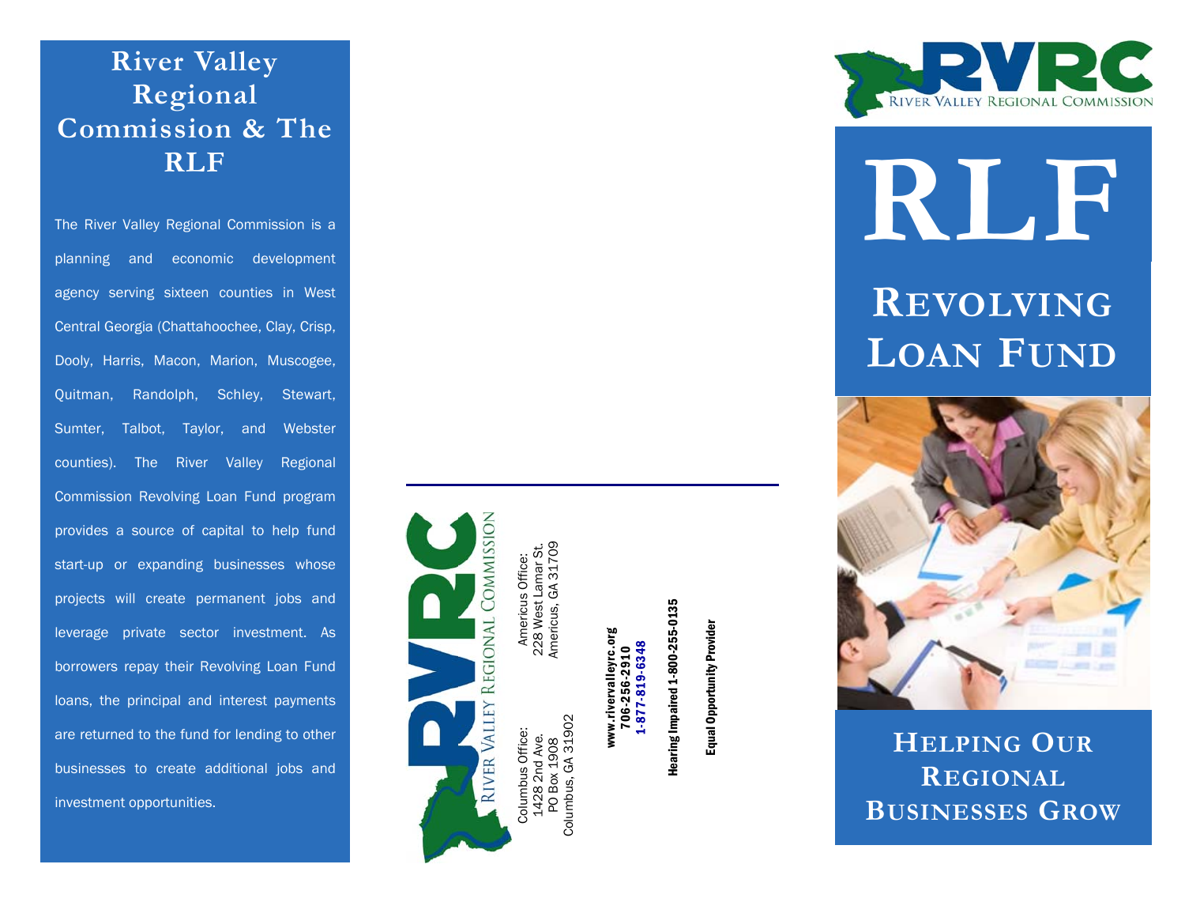# River Valley Regional Commission & The RLF

The River Valley Regional Commission is a planning and economic development agency serving sixteen counties in West Central Georgia (Chattahoochee, Clay, Crisp, Dooly, Harris, Macon, Marion, Muscogee, Quitman, Randolph, Schley, Stewart, Sumter, Talbot, Taylor, and Webster counties). The River Valley Regional Commission Revolving Loan Fund program provides a source of capital to help fund start-up or expanding businesses whose projects will create permanent jobs and leverage private sector investment. As borrowers repay their Revolving Loan Fund loans, the principal and interest payments are returned to the fund for lending to other businesses to create additional jobs and investment opportunities.

---

RVRC River Valley Regional Commission

Columbus Office:
1428 2nd Ave.
PO Box 1908
Columbus, GA 31902

Americus Office:
228 West Lamar St.
Americus, GA 31709

**www.rivervalleyrc.org**
**706-256-2910**
**1-877-819-6348**

**Hearing Impaired 1-800-255-0135**

**Equal Opportunity Provider**

---

RVRC River Valley Regional Commission

# RLF

## Revolving Loan Fund

## Helping Our Regional Businesses Grow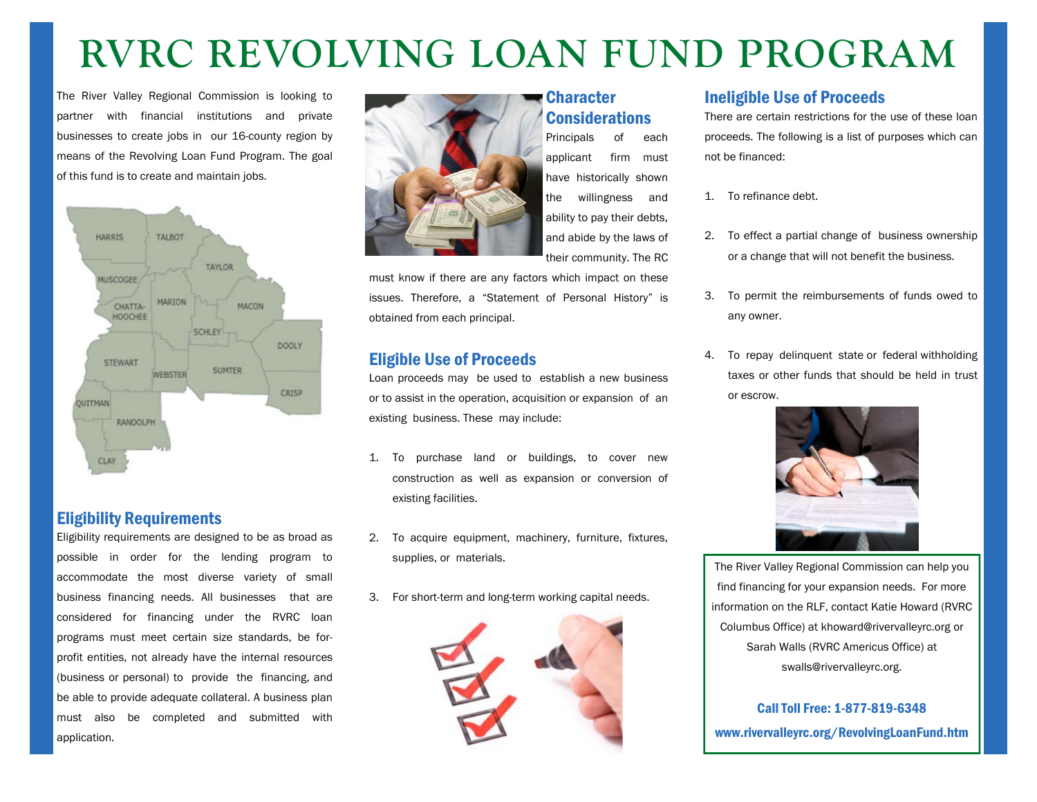# RVRC REVOLVING LOAN FUND PROGRAM

The River Valley Regional Commission is looking to partner with financial institutions and private businesses to create jobs in our 16-county region by means of the Revolving Loan Fund Program. The goal of this fund is to create and maintain jobs.

HARRIS
TALBOT
TAYLOR
MUSCOGEE
CHATTA-HOOCHEE
MARION
MACON
SCHLEY
DOOLY
STEWART
WEBSTER
SUMTER
CRISP
QUITMAN
RANDOLPH
CLAY

## Eligibility Requirements

Eligibility requirements are designed to be as broad as possible in order for the lending program to accommodate the most diverse variety of small business financing needs. All businesses that are considered for financing under the RVRC loan programs must meet certain size standards, be for-profit entities, not already have the internal resources (business or personal) to provide the financing, and be able to provide adequate collateral. A business plan must also be completed and submitted with application.

## Character Considerations

Principals of each applicant firm must have historically shown the willingness and ability to pay their debts, and abide by the laws of their community. The RC must know if there are any factors which impact on these issues. Therefore, a "Statement of Personal History" is obtained from each principal.

## Eligible Use of Proceeds

Loan proceeds may be used to establish a new business or to assist in the operation, acquisition or expansion of an existing business. These may include:

1. To purchase land or buildings, to cover new construction as well as expansion or conversion of existing facilities.
2. To acquire equipment, machinery, furniture, fixtures, supplies, or materials.
3. For short-term and long-term working capital needs.

## Ineligible Use of Proceeds

There are certain restrictions for the use of these loan proceeds. The following is a list of purposes which can not be financed:

1. To refinance debt.
2. To effect a partial change of business ownership or a change that will not benefit the business.
3. To permit the reimbursements of funds owed to any owner.
4. To repay delinquent state or federal withholding taxes or other funds that should be held in trust or escrow.

The River Valley Regional Commission can help you find financing for your expansion needs. For more information on the RLF, contact Katie Howard (RVRC Columbus Office) at khoward@rivervalleyrc.org or Sarah Walls (RVRC Americus Office) at swalls@rivervalleyrc.org.

**Call Toll Free: 1-877-819-6348**

**www.rivervalleyrc.org/RevolvingLoanFund.htm**